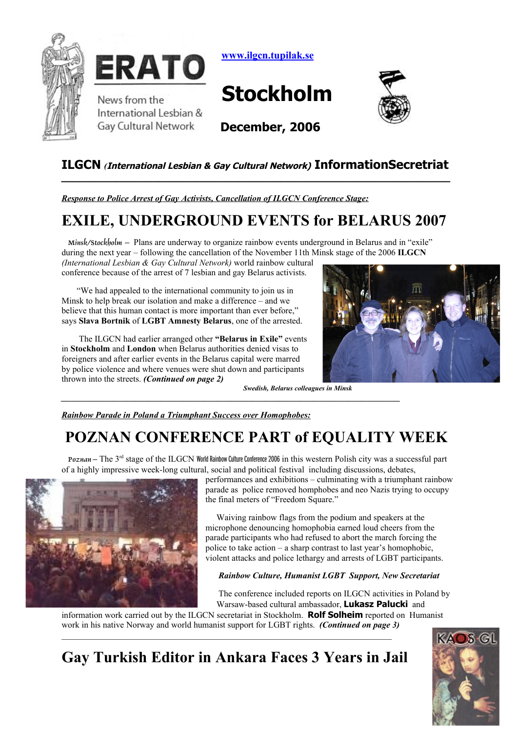# ERATO

News from the International Lesbian & Gay Cultural Network

www.ilgcn.tupilak.se

# Stockholm

**December, 2006**

## ILGCN *(International Lesbian & Gay Cultural Network)* InformationSecretriat

***Response to Police Arrest of Gay Activists, Cancellation of ILGCN Conference Stage:***

# EXILE, UNDERGROUND EVENTS for BELARUS 2007

*Minsk/Stockholm* – Plans are underway to organize rainbow events underground in Belarus and in "exile" during the next year – following the cancellation of the November 11th Minsk stage of the 2006 **ILGCN** *(International Lesbian & Gay Cultural Network)* world rainbow cultural conference because of the arrest of 7 lesbian and gay Belarus activists.

"We had appealed to the international community to join us in Minsk to help break our isolation and make a difference – and we believe that this human contact is more important than ever before," says **Slava Bortnik** of **LGBT Amnesty Belarus**, one of the arrested.

The ILGCN had earlier arranged other **"Belarus in Exile"** events in **Stockholm** and **London** when Belarus authorities denied visas to foreigners and after earlier events in the Belarus capital were marred by police violence and where venues were shut down and participants thrown into the streets. ***(Continued on page 2)***

***Swedish, Belarus colleagues in Minsk***

***Rainbow Parade in Poland a Triumphant Success over Homophobes:***

# POZNAN CONFERENCE PART of EQUALITY WEEK

*Poznan* – The 3rd stage of the ILGCN World Rainbow Culture Conference 2006 in this western Polish city was a successful part of a highly impressive week-long cultural, social and political festival including discussions, debates, performances and exhibitions – culminating with a triumphant rainbow parade as police removed homphobes and neo Nazis trying to occupy the final meters of "Freedom Square."

Waiving rainbow flags from the podium and speakers at the microphone denouncing homophobia earned loud cheers from the parade participants who had refused to abort the march forcing the police to take action – a sharp contrast to last year's homophobic, violent attacks and police lethargy and arrests of LGBT participants.

***Rainbow Culture, Humanist LGBT Support, New Secretariat***

The conference included reports on ILGCN activities in Poland by Warsaw-based cultural ambassador, **Lukasz Palucki** and information work carried out by the ILGCN secretariat in Stockholm. **Rolf Solheim** reported on Humanist work in his native Norway and world humanist support for LGBT rights. ***(Continued on page 3)***

# Gay Turkish Editor in Ankara Faces 3 Years in Jail

KAOS GL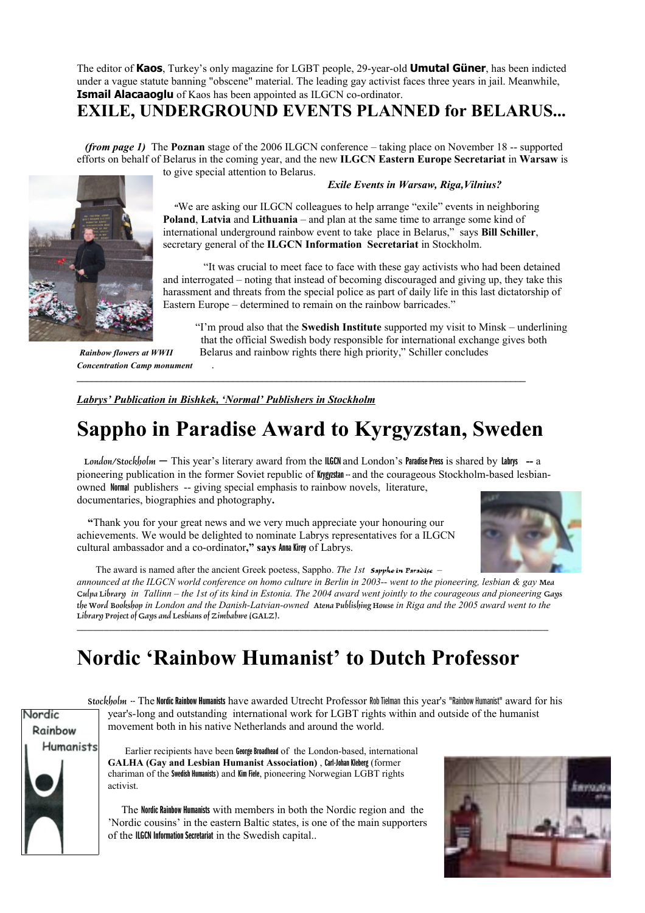The editor of **Kaos**, Turkey's only magazine for LGBT people, 29-year-old **Umutal Güner**, has been indicted under a vague statute banning "obscene" material. The leading gay activist faces three years in jail. Meanwhile, **Ismail Alacaaoglu** of Kaos has been appointed as ILGCN co-ordinator.

# EXILE, UNDERGROUND EVENTS PLANNED for BELARUS...

***(from page 1)*** The **Poznan** stage of the 2006 ILGCN conference – taking place on November 18 -- supported efforts on behalf of Belarus in the coming year, and the new **ILGCN Eastern Europe Secretariat** in **Warsaw** is to give special attention to Belarus.

***Exile Events in Warsaw, Riga,Vilnius?***

"We are asking our ILGCN colleagues to help arrange "exile" events in neighboring **Poland**, **Latvia** and **Lithuania** – and plan at the same time to arrange some kind of international underground rainbow event to take place in Belarus," says **Bill Schiller**, secretary general of the **ILGCN Information Secretariat** in Stockholm.

"It was crucial to meet face to face with these gay activists who had been detained and interrogated – noting that instead of becoming discouraged and giving up, they take this harassment and threats from the special police as part of daily life in this last dictatorship of Eastern Europe – determined to remain on the rainbow barricades."

"I'm proud also that the **Swedish Institute** supported my visit to Minsk – underlining that the official Swedish body responsible for international exchange gives both Belarus and rainbow rights there high priority," Schiller concludes.

***Rainbow flowers at WWII Concentration Camp monument***

---

***Labrys' Publication in Bishkek, 'Normal' Publishers in Stockholm***

# Sappho in Paradise Award to Kyrgyzstan, Sweden

London/Stockholm – This year's literary award from the **ILGCN** and London's **Paradise Press** is shared by **Labrys** -- a pioneering publication in the former Soviet republic of **Kyrgyzstan** -- and the courageous Stockholm-based lesbian-owned **Normal** publishers -- giving special emphasis to rainbow novels, literature, documentaries, biographies and photography**.**

**"**Thank you for your great news and we very much appreciate your honouring our achievements. We would be delighted to nominate Labrys representatives for a ILGCN cultural ambassador and a co-ordinator**," says** **Anna Kirey** of Labrys.

The award is named after the ancient Greek poetess, Sappho. *The 1st Sappho in Paradise – announced at the ILGCN world conference on homo culture in Berlin in 2003-- went to the pioneering, lesbian & gay* Mea Culpa Library *in Tallinn – the 1st of its kind in Estonia. The 2004 award went jointly to the courageous and pioneering* Gays the Word Bookshop *in London and the Danish-Latvian-owned* Atena Publishing House *in Riga and the 2005 award went to the* Library Project of Gays and Lesbians of Zimbabwe (GALZ).

---

# Nordic 'Rainbow Humanist' to Dutch Professor

Stockholm -- The **Nordic Rainbow Humanists** have awarded Utrecht Professor Rob Tielman this year's "Rainbow Humanist" award for his year's-long and outstanding international work for LGBT rights within and outside of the humanist movement both in his native Netherlands and around the world.

Earlier recipients have been **George Broadhead** of the London-based, international **GALHA (Gay and Lesbian Humanist Association)**, **Carl-Johan Kleberg** (former chariman of the **Swedish Humanists**) and **Kim Fiele**, pioneering Norwegian LGBT rights activist.

The **Nordic Rainbow Humanists** with members in both the Nordic region and the 'Nordic cousins' in the eastern Baltic states, is one of the main supporters of the **ILGCN Information Secretariat** in the Swedish capital..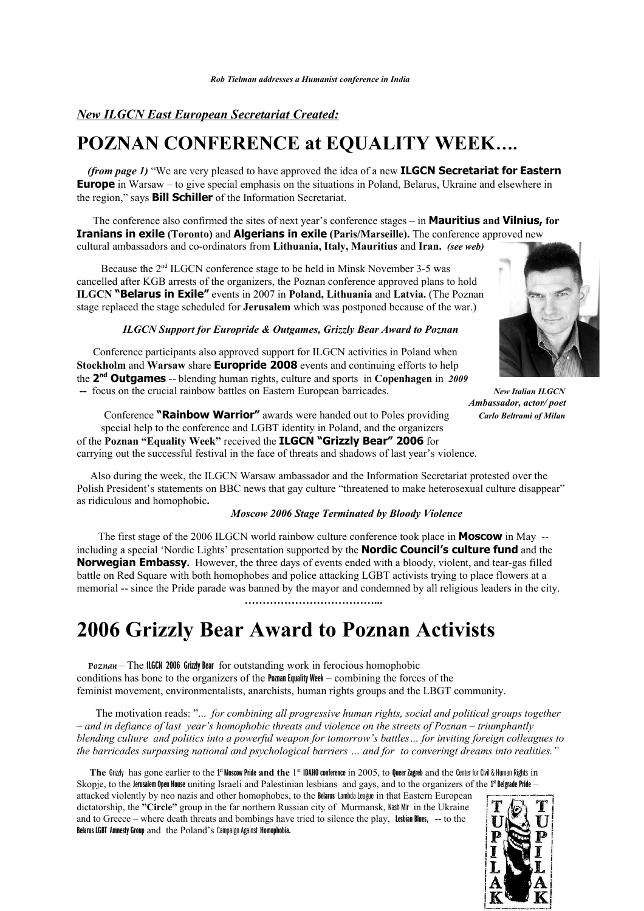*Rob Tielman addresses a Humanist conference in India*

***New ILGCN East European Secretariat Created:***

# POZNAN CONFERENCE at EQUALITY WEEK….

***(from page 1)*** "We are very pleased to have approved the idea of a new **ILGCN Secretariat for Eastern Europe** in Warsaw – to give special emphasis on the situations in Poland, Belarus, Ukraine and elsewhere in the region," says **Bill Schiller** of the Information Secretariat.

The conference also confirmed the sites of next year's conference stages – in **Mauritius and Vilnius, for Iranians in exile (Toronto)** and **Algerians in exile (Paris/Marseille).** The conference approved new cultural ambassadors and co-ordinators from **Lithuania, Italy, Mauritius** and **Iran.** ***(see web)***

Because the 2nd ILGCN conference stage to be held in Minsk November 3-5 was cancelled after KGB arrests of the organizers, the Poznan conference approved plans to hold **ILGCN "Belarus in Exile"** events in 2007 in **Poland, Lithuania** and **Latvia.** (The Poznan stage replaced the stage scheduled for **Jerusalem** which was postponed because of the war.)

***ILGCN Support for Europride & Outgames, Grizzly Bear Award to Poznan***

Conference participants also approved support for ILGCN activities in Poland when **Stockholm** and **Warsaw** share **Europride 2008** events and continuing efforts to help the **2nd Outgames** -- blending human rights, culture and sports in **Copenhagen** in ***2009*** **--** focus on the crucial rainbow battles on Eastern European barricades.

***New Italian ILGCN Ambassador, actor/ poet Carlo Beltrami of Milan***

Conference **"Rainbow Warrior"** awards were handed out to Poles providing special help to the conference and LGBT identity in Poland, and the organizers of the **Poznan "Equality Week"** received the **ILGCN "Grizzly Bear" 2006** for carrying out the successful festival in the face of threats and shadows of last year's violence.

Also during the week, the ILGCN Warsaw ambassador and the Information Secretariat protested over the Polish President's statements on BBC news that gay culture "threatened to make heterosexual culture disappear" as ridiculous and homophobic**.**

***Moscow 2006 Stage Terminated by Bloody Violence***

The first stage of the 2006 ILGCN world rainbow culture conference took place in **Moscow** in May -- including a special 'Nordic Lights' presentation supported by the **Nordic Council's culture fund** and the **Norwegian Embassy.** However, the three days of events ended with a bloody, violent, and tear-gas filled battle on Red Square with both homophobes and police attacking LGBT activists trying to place flowers at a memorial -- since the Pride parade was banned by the mayor and condemned by all religious leaders in the city.

………………………………...

# 2006 Grizzly Bear Award to Poznan Activists

*Poznan* – The **ILGCN 2006 Grizzly Bear** for outstanding work in ferocious homophobic conditions has bone to the organizers of the **Poznan Equality Week** – combining the forces of the feminist movement, environmentalists, anarchists, human rights groups and the LBGT community.

The motivation reads: "*… for combining all progressive human rights, social and political groups together – and in defiance of last year's homophobic threats and violence on the streets of Poznan – triumphantly blending culture and politics into a powerful weapon for tomorrow's battles… for inviting foreign colleagues to the barricades surpassing national and psychological barriers … and for to converingt dreams into realities."*

**The** Grizzly has gone earlier to the **1st Moscow Pride and the** 1st **IDAHO conference** in 2005, to **Queer Zagreb** and the Center for Civil & Human Rights in Skopje, to the **Jerusalem Open House** uniting Israeli and Palestinian lesbians and gays, and to the organizers of the **1st Belgrade Pride** – attacked violently by neo nazis and other homophobes, to the **Belarus** Lambda League in that Eastern European dictatorship, the **"Circle"** group in the far northern Russian city of Murmansk, Nash Mir in the Ukraine and to Greece – where death threats and bombings have tried to silence the play, **Lesbian Blues,** -- to the **Belarus LGBT Amnesty Group** and the Poland's Campaign Against **Homophobia.**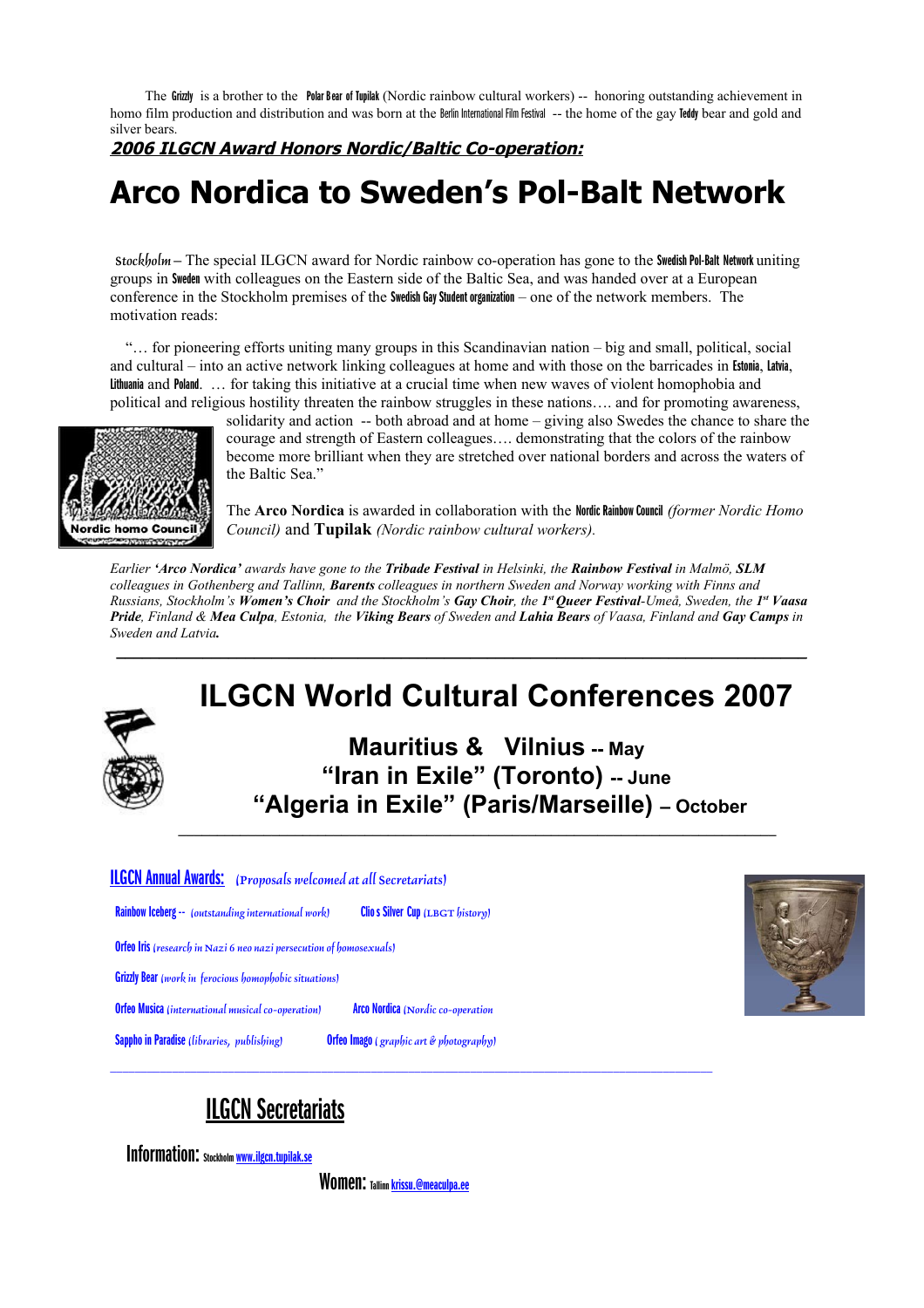The **Grizzly** is a brother to the **Polar Bear of Tupilak** (Nordic rainbow cultural workers) -- honoring outstanding achievement in homo film production and distribution and was born at the Berlin International Film Festival -- the home of the gay **Teddy** bear and gold and silver bears.

***2006 ILGCN Award Honors Nordic/Baltic Co-operation:***

# Arco Nordica to Sweden's Pol-Balt Network

*Stockholm* – The special ILGCN award for Nordic rainbow co-operation has gone to the **Swedish Pol-Balt Network** uniting groups in **Sweden** with colleagues on the Eastern side of the Baltic Sea, and was handed over at a European conference in the Stockholm premises of the **Swedish Gay Student organization** – one of the network members. The motivation reads:

"… for pioneering efforts uniting many groups in this Scandinavian nation – big and small, political, social and cultural – into an active network linking colleagues at home and with those on the barricades in **Estonia**, **Latvia**, **Lithuania** and **Poland**. … for taking this initiative at a crucial time when new waves of violent homophobia and political and religious hostility threaten the rainbow struggles in these nations…. and for promoting awareness, solidarity and action -- both abroad and at home – giving also Swedes the chance to share the courage and strength of Eastern colleagues…. demonstrating that the colors of the rainbow become more brilliant when they are stretched over national borders and across the waters of the Baltic Sea."

Nordic homo Council

The **Arco Nordica** is awarded in collaboration with the **Nordic Rainbow Council** *(former Nordic Homo Council)* and **Tupilak** *(Nordic rainbow cultural workers).*

*Earlier **'Arco Nordica'** awards have gone to the **Tribade Festival** in Helsinki, the **Rainbow Festival** in Malmö, **SLM** colleagues in Gothenberg and Tallinn, **Barents** colleagues in northern Sweden and Norway working with Finns and Russians, Stockholm's **Women's Choir** and the Stockholm's **Gay Choir**, the 1st **Queer Festival**-Umeå, Sweden, the 1st **Vaasa Pride**, Finland & **Mea Culpa**, Estonia, the **Viking Bears** of Sweden and **Lahia Bears** of Vaasa, Finland and **Gay Camps** in Sweden and Latvia.*

---

# ILGCN World Cultural Conferences 2007

## Mauritius & Vilnius -- May
## "Iran in Exile" (Toronto) -- June
## "Algeria in Exile" (Paris/Marseille) – October

---

**ILGCN Annual Awards:** *(Proposals welcomed at all Secretariats)*

**Rainbow Iceberg** -- *(outstanding international work)*

**Clio s Silver Cup** *(LBGT history)*

**Orfeo Iris** *(research in Nazi & neo nazi persecution of homosexuals)*

**Grizzly Bear** *(work in ferocious homophobic situations)*

**Orfeo Musica** *(international musical co-operation)*

**Arco Nordica** *(Nordic co-operation*

**Sappho in Paradise** *(libraries, publishing)*

**Orfeo Imago** *(graphic art & photography)*

---

## ILGCN Secretariats

**Information:** Stockholm www.ilgcn.tupilak.se

**Women:** Tallinn krissu.@meaculpa.ee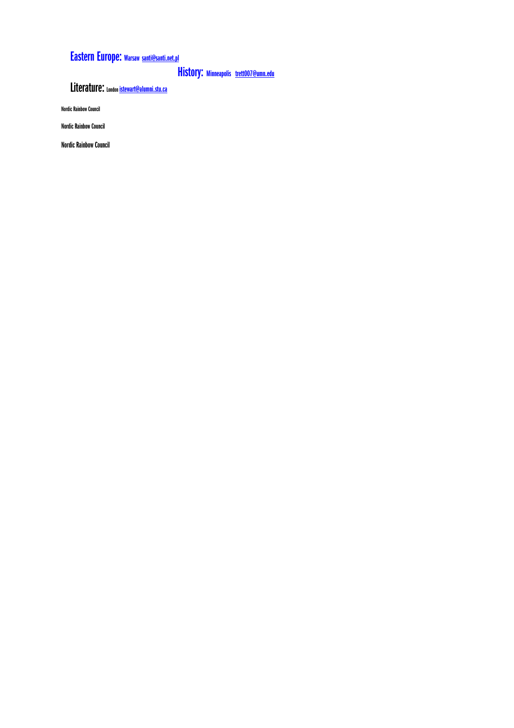**Eastern Europe:** Warsaw santi@santi.net.pl

**History:** Minneapolis trett007@umn.edu

**Literature:** London istewart@alumni.stu.ca

Nordic Rainbow Council

Nordic Rainbow Council

Nordic Rainbow Council